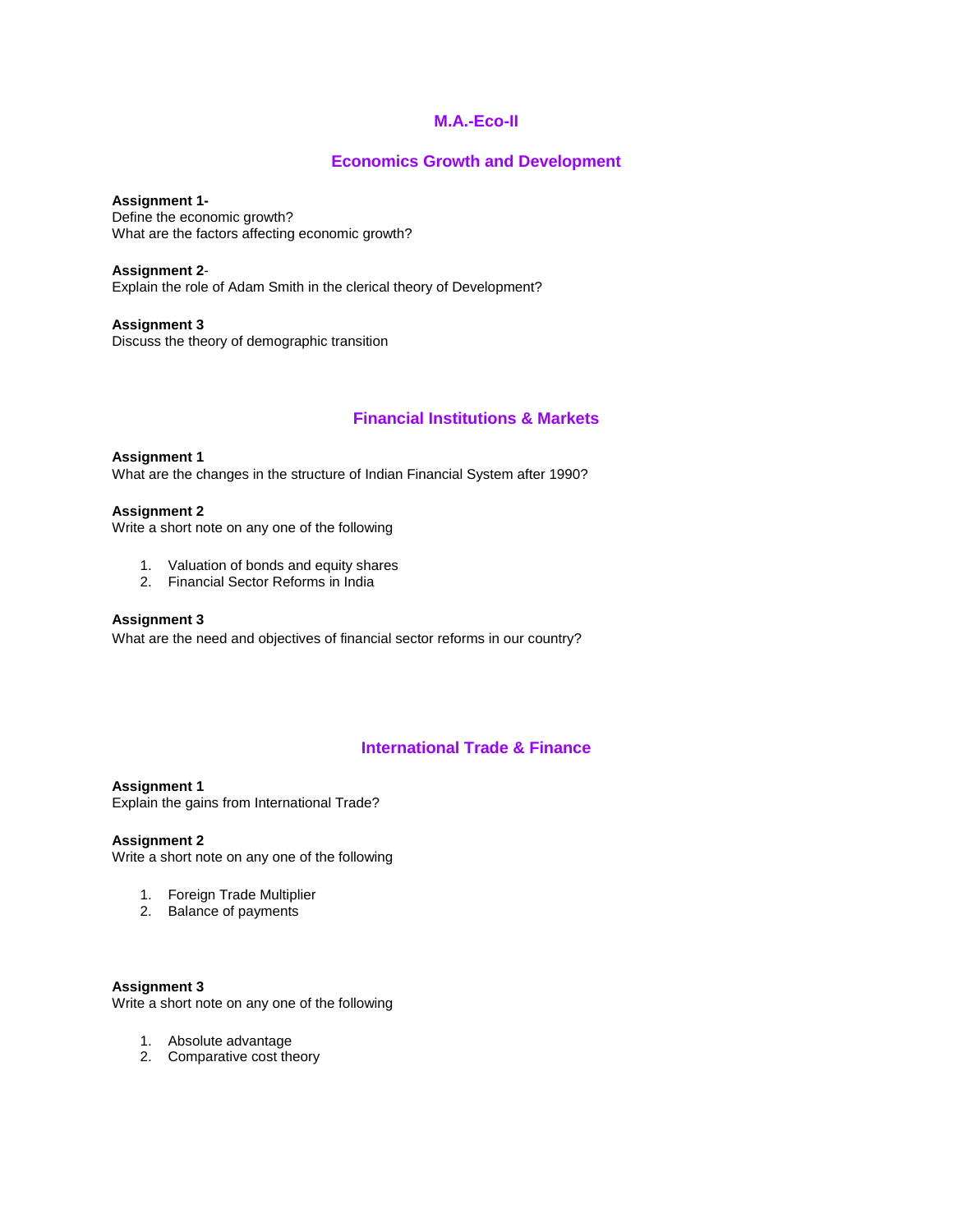# M.A.-Eco-II

## Economics Growth and Development

**Assignment 1-**
Define the economic growth?
What are the factors affecting economic growth?

**Assignment 2**-
Explain the role of Adam Smith in the clerical theory of Development?

**Assignment 3**
Discuss the theory of demographic transition

## Financial Institutions & Markets

**Assignment 1**
What are the changes in the structure of Indian Financial System after 1990?

**Assignment 2**
Write a short note on any one of the following

1. Valuation of bonds and equity shares
2. Financial Sector Reforms in India

**Assignment 3**
What are the need and objectives of financial sector reforms in our country?

## International Trade & Finance

**Assignment 1**
Explain the gains from International Trade?

**Assignment 2**
Write a short note on any one of the following

1. Foreign Trade Multiplier
2. Balance of payments

**Assignment 3**
Write a short note on any one of the following

1. Absolute advantage
2. Comparative cost theory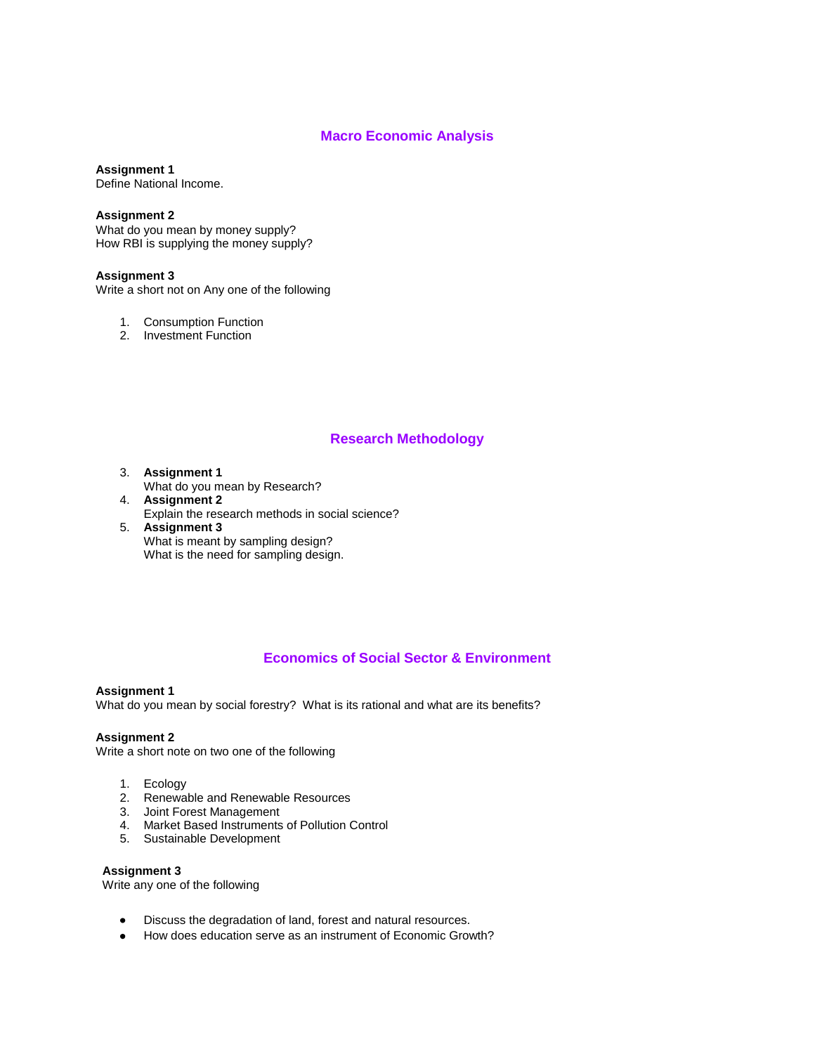## Macro Economic Analysis

**Assignment 1**
Define National Income.

**Assignment 2**
What do you mean by money supply?
How RBI is supplying the money supply?

**Assignment 3**
Write a short not on Any one of the following

1. Consumption Function
2. Investment Function

## Research Methodology

3. **Assignment 1**
   What do you mean by Research?
4. **Assignment 2**
   Explain the research methods in social science?
5. **Assignment 3**
   What is meant by sampling design?
   What is the need for sampling design.

## Economics of Social Sector & Environment

**Assignment 1**
What do you mean by social forestry? What is its rational and what are its benefits?

**Assignment 2**
Write a short note on two one of the following

1. Ecology
2. Renewable and Renewable Resources
3. Joint Forest Management
4. Market Based Instruments of Pollution Control
5. Sustainable Development

**Assignment 3**
Write any one of the following

- Discuss the degradation of land, forest and natural resources.
- How does education serve as an instrument of Economic Growth?